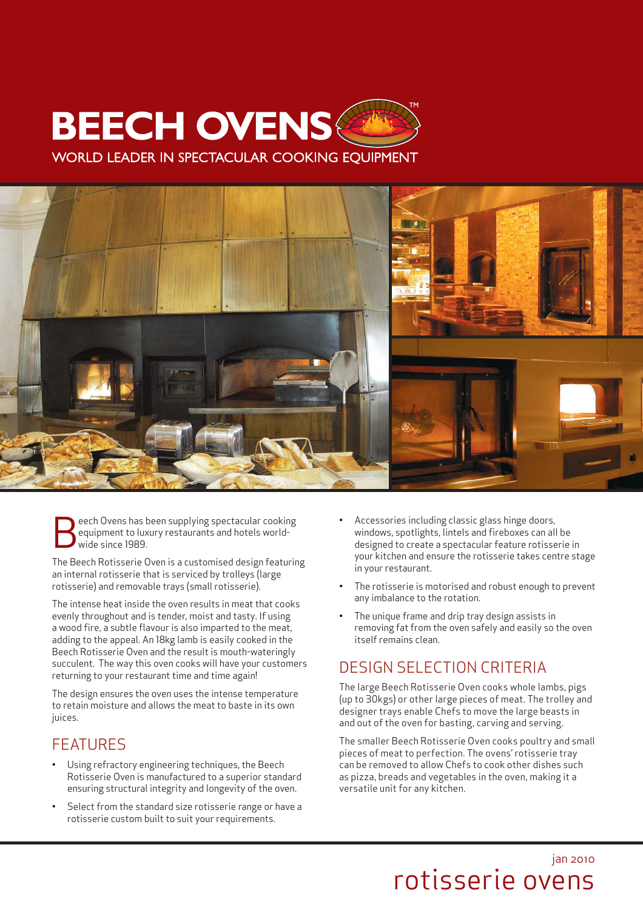# BEECH OVENS™

WORLD LEADER IN SPECTACULAR COOKING EQUIPMENT

Beech Ovens has been supplying spectacular cooking equipment to luxury restaurants and hotels world-wide since 1989.

The Beech Rotisserie Oven is a customised design featuring an internal rotisserie that is serviced by trolleys (large rotisserie) and removable trays (small rotisserie).

The intense heat inside the oven results in meat that cooks evenly throughout and is tender, moist and tasty. If using a wood fire, a subtle flavour is also imparted to the meat, adding to the appeal. An 18kg lamb is easily cooked in the Beech Rotisserie Oven and the result is mouth-wateringly succulent. The way this oven cooks will have your customers returning to your restaurant time and time again!

The design ensures the oven uses the intense temperature to retain moisture and allows the meat to baste in its own juices.

## FEATURES

- Using refractory engineering techniques, the Beech Rotisserie Oven is manufactured to a superior standard ensuring structural integrity and longevity of the oven.
- Select from the standard size rotisserie range or have a rotisserie custom built to suit your requirements.
- Accessories including classic glass hinge doors, windows, spotlights, lintels and fireboxes can all be designed to create a spectacular feature rotisserie in your kitchen and ensure the rotisserie takes centre stage in your restaurant.
- The rotisserie is motorised and robust enough to prevent any imbalance to the rotation.
- The unique frame and drip tray design assists in removing fat from the oven safely and easily so the oven itself remains clean.

## DESIGN SELECTION CRITERIA

The large Beech Rotisserie Oven cooks whole lambs, pigs (up to 30kgs) or other large pieces of meat. The trolley and designer trays enable Chefs to move the large beasts in and out of the oven for basting, carving and serving.

The smaller Beech Rotisserie Oven cooks poultry and small pieces of meat to perfection. The ovens' rotisserie tray can be removed to allow Chefs to cook other dishes such as pizza, breads and vegetables in the oven, making it a versatile unit for any kitchen.

jan 2010

rotisserie ovens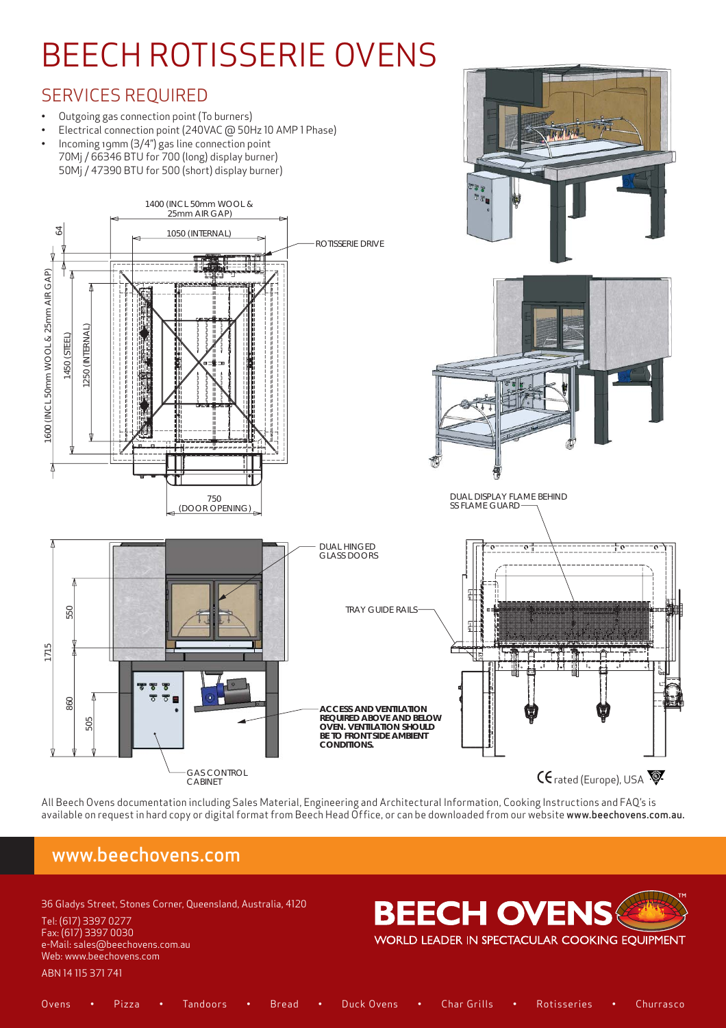# BEECH ROTISSERIE OVENS

## SERVICES REQUIRED

- Outgoing gas connection point (To burners)
- Electrical connection point (240VAC @ 50Hz 10 AMP 1 Phase)
- Incoming 19mm (3/4") gas line connection point
  70Mj / 66346 BTU for 700 (long) display burner)
  50Mj / 47390 BTU for 500 (short) display burner)

1400 (INCL 50mm WOOL & 25mm AIR GAP)

1050 (INTERNAL)

64

ROTISSERIE DRIVE

1600 (INCL 50mm WOOL & 25mm AIR GAP)

1450 (STEEL)

1250 (INTERNAL)

750 (DOOR OPENING)

DUAL DISPLAY FLAME BEHIND SS FLAME GUARD

DUAL HINGED GLASS DOORS

TRAY GUIDE RAILS

1715

550

860

505

ACCESS AND VENTILATION REQUIRED ABOVE AND BELOW OVEN. VENTILATION SHOULD BE TO FRONT SIDE AMBIENT CONDITIONS.

GAS CONTROL CABINET

CE rated (Europe), USA

All Beech Ovens documentation including Sales Material, Engineering and Architectural Information, Cooking Instructions and FAQ's is available on request in hard copy or digital format from Beech Head Office, or can be downloaded from our website www.beechovens.com.au.

www.beechovens.com

36 Gladys Street, Stones Corner, Queensland, Australia, 4120

Tel: (617) 3397 0277
Fax: (617) 3397 0030
e-Mail: sales@beechovens.com.au
Web: www.beechovens.com

ABN 14 115 371 741

BEECH OVENS™
WORLD LEADER IN SPECTACULAR COOKING EQUIPMENT

Ovens • Pizza • Tandoors • Bread • Duck Ovens • Char Grills • Rotisseries • Churrasco